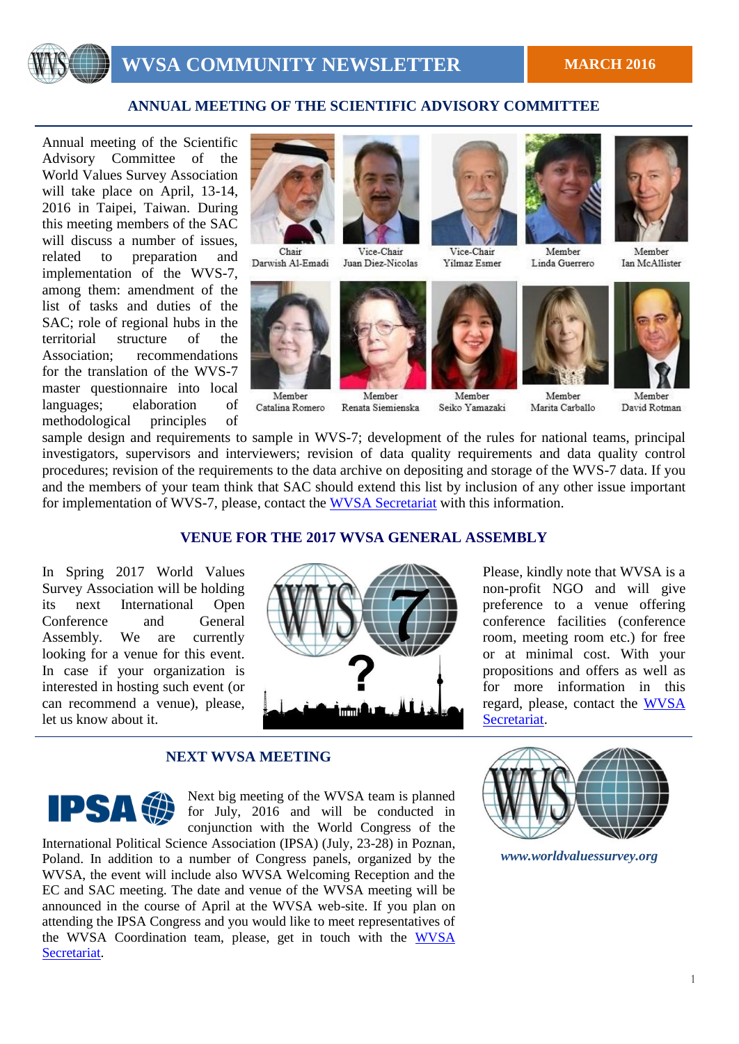# WVSA COMMUNITY NEWSLETTER

**MARCH 2016**

## ANNUAL MEETING OF THE SCIENTIFIC ADVISORY COMMITTEE

Annual meeting of the Scientific Advisory Committee of the World Values Survey Association will take place on April, 13-14, 2016 in Taipei, Taiwan. During this meeting members of the SAC will discuss a number of issues, related to preparation and implementation of the WVS-7, among them: amendment of the list of tasks and duties of the SAC; role of regional hubs in the territorial structure of the Association; recommendations for the translation of the WVS-7 master questionnaire into local languages; elaboration of methodological principles of sample design and requirements to sample in WVS-7; development of the rules for national teams, principal investigators, supervisors and interviewers; revision of data quality requirements and data quality control procedures; revision of the requirements to the data archive on depositing and storage of the WVS-7 data. If you and the members of your team think that SAC should extend this list by inclusion of any other issue important for implementation of WVS-7, please, contact the WVSA Secretariat with this information.

Chair
Darwish Al-Emadi

Vice-Chair
Juan Diez-Nicolas

Vice-Chair
Yilmaz Esmer

Member
Linda Guerrero

Member
Ian McAllister

Member
Catalina Romero

Member
Renata Siemienska

Member
Seiko Yamazaki

Member
Marita Carballo

Member
David Rotman

## VENUE FOR THE 2017 WVSA GENERAL ASSEMBLY

In Spring 2017 World Values Survey Association will be holding its next International Open Conference and General Assembly. We are currently looking for a venue for this event. In case if your organization is interested in hosting such event (or can recommend a venue), please, let us know about it.

Please, kindly note that WVSA is a non-profit NGO and will give preference to a venue offering conference facilities (conference room, meeting room etc.) for free or at minimal cost. With your propositions and offers as well as for more information in this regard, please, contact the WVSA Secretariat.

## NEXT WVSA MEETING

Next big meeting of the WVSA team is planned for July, 2016 and will be conducted in conjunction with the World Congress of the International Political Science Association (IPSA) (July, 23-28) in Poznan, Poland. In addition to a number of Congress panels, organized by the WVSA, the event will include also WVSA Welcoming Reception and the EC and SAC meeting. The date and venue of the WVSA meeting will be announced in the course of April at the WVSA web-site. If you plan on attending the IPSA Congress and you would like to meet representatives of the WVSA Coordination team, please, get in touch with the WVSA Secretariat.

*www.worldvaluessurvey.org*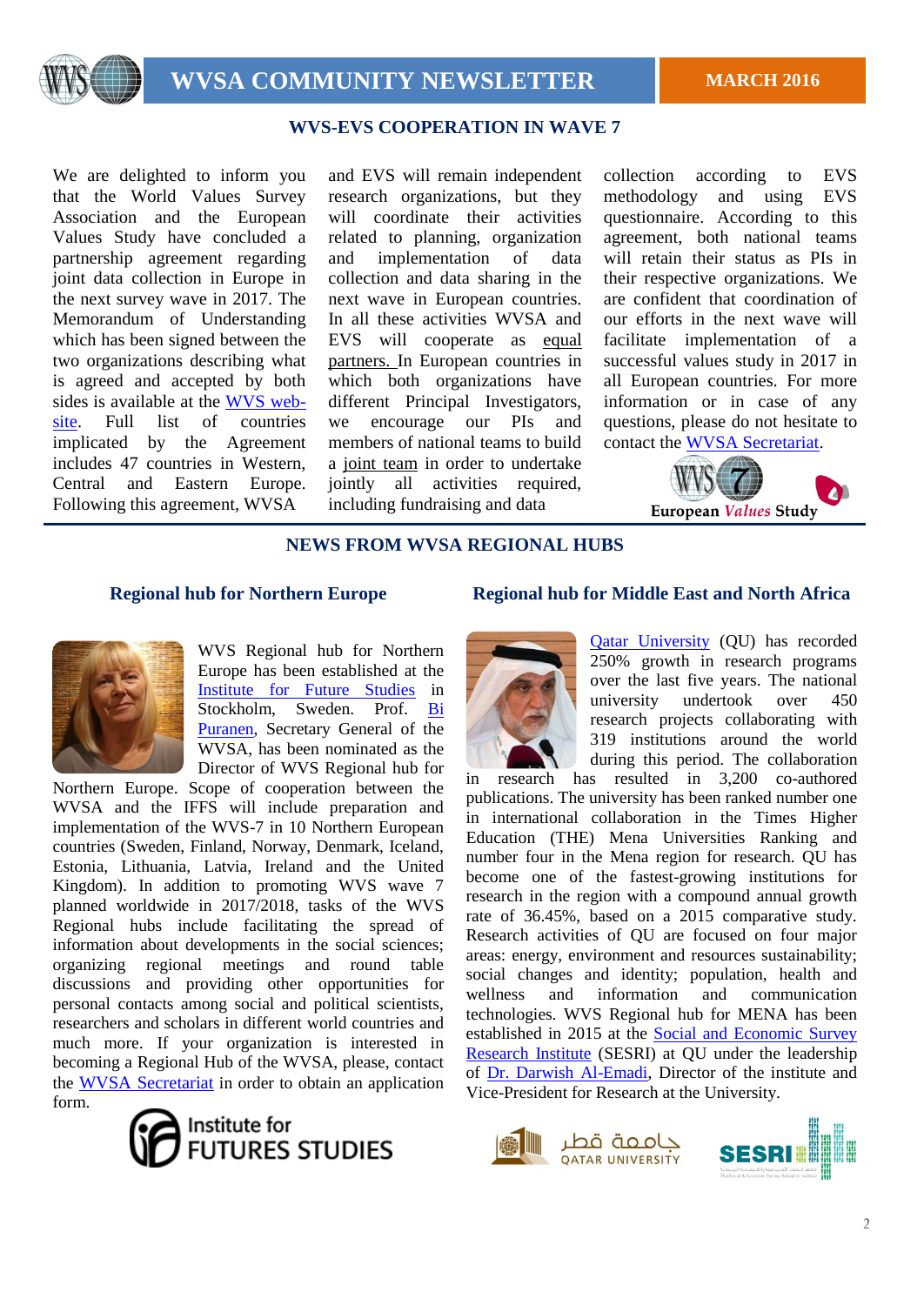## WVS-EVS COOPERATION IN WAVE 7

We are delighted to inform you that the World Values Survey Association and the European Values Study have concluded a partnership agreement regarding joint data collection in Europe in the next survey wave in 2017. The Memorandum of Understanding which has been signed between the two organizations describing what is agreed and accepted by both sides is available at the WVS web-site. Full list of countries implicated by the Agreement includes 47 countries in Western, Central and Eastern Europe. Following this agreement, WVSA and EVS will remain independent research organizations, but they will coordinate their activities related to planning, organization and implementation of data collection and data sharing in the next wave in European countries. In all these activities WVSA and EVS will cooperate as equal partners. In European countries in which both organizations have different Principal Investigators, we encourage our PIs and members of national teams to build a joint team in order to undertake jointly all activities required, including fundraising and data collection according to EVS methodology and using EVS questionnaire. According to this agreement, both national teams will retain their status as PIs in their respective organizations. We are confident that coordination of our efforts in the next wave will facilitate implementation of a successful values study in 2017 in all European countries. For more information or in case of any questions, please do not hesitate to contact the WVSA Secretariat.

European *Values* Study

## NEWS FROM WVSA REGIONAL HUBS

### Regional hub for Northern Europe

WVS Regional hub for Northern Europe has been established at the Institute for Future Studies in Stockholm, Sweden. Prof. Bi Puranen, Secretary General of the WVSA, has been nominated as the Director of WVS Regional hub for Northern Europe. Scope of cooperation between the WVSA and the IFFS will include preparation and implementation of the WVS-7 in 10 Northern European countries (Sweden, Finland, Norway, Denmark, Iceland, Estonia, Lithuania, Latvia, Ireland and the United Kingdom). In addition to promoting WVS wave 7 planned worldwide in 2017/2018, tasks of the WVS Regional hubs include facilitating the spread of information about developments in the social sciences; organizing regional meetings and round table discussions and providing other opportunities for personal contacts among social and political scientists, researchers and scholars in different world countries and much more. If your organization is interested in becoming a Regional Hub of the WVSA, please, contact the WVSA Secretariat in order to obtain an application form.

Institute for FUTURES STUDIES

### Regional hub for Middle East and North Africa

Qatar University (QU) has recorded 250% growth in research programs over the last five years. The national university undertook over 450 research projects collaborating with 319 institutions around the world during this period. The collaboration in research has resulted in 3,200 co-authored publications. The university has been ranked number one in international collaboration in the Times Higher Education (THE) Mena Universities Ranking and number four in the Mena region for research. QU has become one of the fastest-growing institutions for research in the region with a compound annual growth rate of 36.45%, based on a 2015 comparative study. Research activities of QU are focused on four major areas: energy, environment and resources sustainability; social changes and identity; population, health and wellness and information and communication technologies. WVS Regional hub for MENA has been established in 2015 at the Social and Economic Survey Research Institute (SESRI) at QU under the leadership of Dr. Darwish Al-Emadi, Director of the institute and Vice-President for Research at the University.

جامعة قطر QATAR UNIVERSITY

SESRI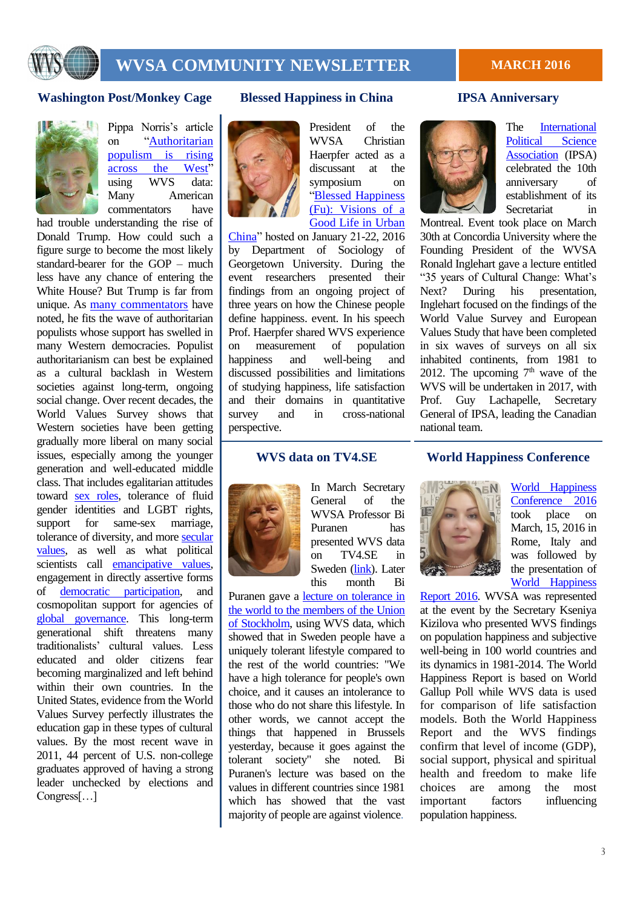# WVSA COMMUNITY NEWSLETTER

**MARCH 2016**

## Washington Post/Monkey Cage

Pippa Norris's article on "Authoritarian populism is rising across the West" using WVS data: Many American commentators have had trouble understanding the rise of Donald Trump. How could such a figure surge to become the most likely standard-bearer for the GOP – much less have any chance of entering the White House? But Trump is far from unique. As many commentators have noted, he fits the wave of authoritarian populists whose support has swelled in many Western democracies. Populist authoritarianism can best be explained as a cultural backlash in Western societies against long-term, ongoing social change. Over recent decades, the World Values Survey shows that Western societies have been getting gradually more liberal on many social issues, especially among the younger generation and well-educated middle class. That includes egalitarian attitudes toward sex roles, tolerance of fluid gender identities and LGBT rights, support for same-sex marriage, tolerance of diversity, and more secular values, as well as what political scientists call emancipative values, engagement in directly assertive forms of democratic participation, and cosmopolitan support for agencies of global governance. This long-term generational shift threatens many traditionalists' cultural values. Less educated and older citizens fear becoming marginalized and left behind within their own countries. In the United States, evidence from the World Values Survey perfectly illustrates the education gap in these types of cultural values. By the most recent wave in 2011, 44 percent of U.S. non-college graduates approved of having a strong leader unchecked by elections and Congress[…]

## Blessed Happiness in China

President of the WVSA Christian Haerpfer acted as a discussant at the symposium on "Blessed Happiness (Fu): Visions of a Good Life in Urban China" hosted on January 21-22, 2016 by Department of Sociology of Georgetown University. During the event researchers presented their findings from an ongoing project of three years on how the Chinese people define happiness. event. In his speech Prof. Haerpfer shared WVS experience on measurement of population happiness and well-being and discussed possibilities and limitations of studying happiness, life satisfaction and their domains in quantitative survey and in cross-national perspective.

## WVS data on TV4.SE

In March Secretary General of the WVSA Professor Bi Puranen has presented WVS data on TV4.SE in Sweden (link). Later this month Bi Puranen gave a lecture on tolerance in the world to the members of the Union of Stockholm, using WVS data, which showed that in Sweden people have a uniquely tolerant lifestyle compared to the rest of the world countries: "We have a high tolerance for people's own choice, and it causes an intolerance to those who do not share this lifestyle. In other words, we cannot accept the things that happened in Brussels yesterday, because it goes against the tolerant society" she noted. Bi Puranen's lecture was based on the values in different countries since 1981 which has showed that the vast majority of people are against violence.

## IPSA Anniversary

The International Political Science Association (IPSA) celebrated the 10th anniversary of establishment of its Secretariat in Montreal. Event took place on March 30th at Concordia University where the Founding President of the WVSA Ronald Inglehart gave a lecture entitled "35 years of Cultural Change: What's Next? During his presentation, Inglehart focused on the findings of the World Value Survey and European Values Study that have been completed in six waves of surveys on all six inhabited continents, from 1981 to 2012. The upcoming 7th wave of the WVS will be undertaken in 2017, with Prof. Guy Lachapelle, Secretary General of IPSA, leading the Canadian national team.

## World Happiness Conference

World Happiness Conference 2016 took place on March, 15, 2016 in Rome, Italy and was followed by the presentation of World Happiness Report 2016. WVSA was represented at the event by the Secretary Kseniya Kizilova who presented WVS findings on population happiness and subjective well-being in 100 world countries and its dynamics in 1981-2014. The World Happiness Report is based on World Gallup Poll while WVS data is used for comparison of life satisfaction models. Both the World Happiness Report and the WVS findings confirm that level of income (GDP), social support, physical and spiritual health and freedom to make life choices are among the most important factors influencing population happiness.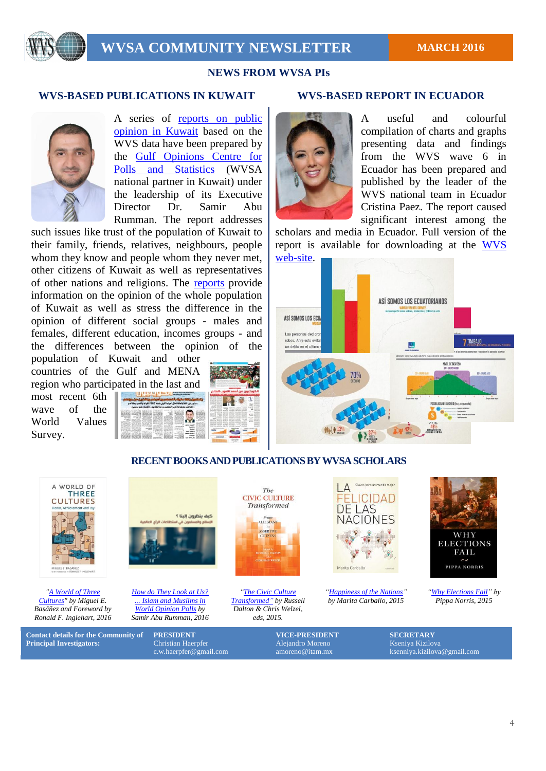# WVSA COMMUNITY NEWSLETTER

**MARCH 2016**

## NEWS FROM WVSA PIs

### WVS-BASED PUBLICATIONS IN KUWAIT

A series of reports on public opinion in Kuwait based on the WVS data have been prepared by the Gulf Opinions Centre for Polls and Statistics (WVSA national partner in Kuwait) under the leadership of its Executive Director Dr. Samir Abu Rumman. The report addresses such issues like trust of the population of Kuwait to their family, friends, relatives, neighbours, people whom they know and people whom they never met, other citizens of Kuwait as well as representatives of other nations and religions. The reports provide information on the opinion of the whole population of Kuwait as well as stress the difference in the opinion of different social groups - males and females, different education, incomes groups - and the differences between the opinion of the population of Kuwait and other countries of the Gulf and MENA region who participated in the last and most recent 6th wave of the World Values Survey.

### WVS-BASED REPORT IN ECUADOR

A useful and colourful compilation of charts and graphs presenting data and findings from the WVS wave 6 in Ecuador has been prepared and published by the leader of the WVS national team in Ecuador Cristina Paez. The report caused significant interest among the scholars and media in Ecuador. Full version of the report is available for downloading at the WVS web-site.

## RECENT BOOKS AND PUBLICATIONS BY WVSA SCHOLARS

*"A World of Three Cultures" by Miguel E. Basáñez and Foreword by Ronald F. Inglehart, 2016*

*How do They Look at Us? ... Islam and Muslims in World Opinion Polls by Samir Abu Rumman, 2016*

*"The Civic Culture Transformed" by Russell Dalton & Chris Welzel, eds, 2015.*

*"Happiness of the Nations" by Marita Carballo, 2015*

*"Why Elections Fail" by Pippa Norris, 2016*

---

**Contact details for the Community of Principal Investigators:**

**PRESIDENT**
Christian Haerpfer
c.w.haerpfer@gmail.com

**VICE-PRESIDENT**
Alejandro Moreno
amoreno@itam.mx

**SECRETARY**
Kseniya Kizilova
ksenniya.kizilova@gmail.com